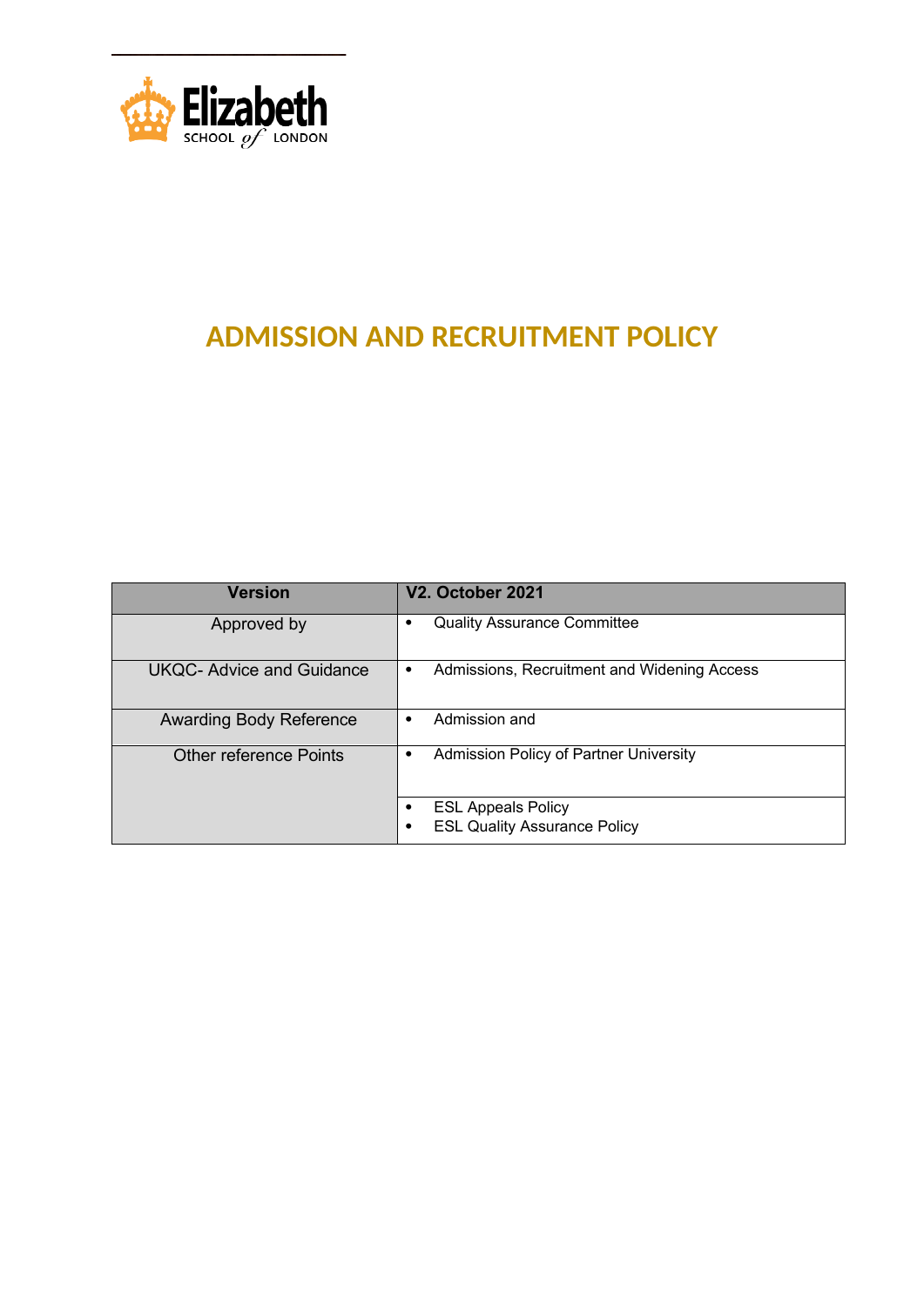Elizabeth SCHOOL of LONDON

# ADMISSION AND RECRUITMENT POLICY

| Version | V2. October 2021 |
|---|---|
| Approved by | • Quality Assurance Committee |
| UKQC- Advice and Guidance | • Admissions, Recruitment and Widening Access |
| Awarding Body Reference | • Admission and |
| Other reference Points | • Admission Policy of Partner University |
| | • ESL Appeals Policy<br>• ESL Quality Assurance Policy |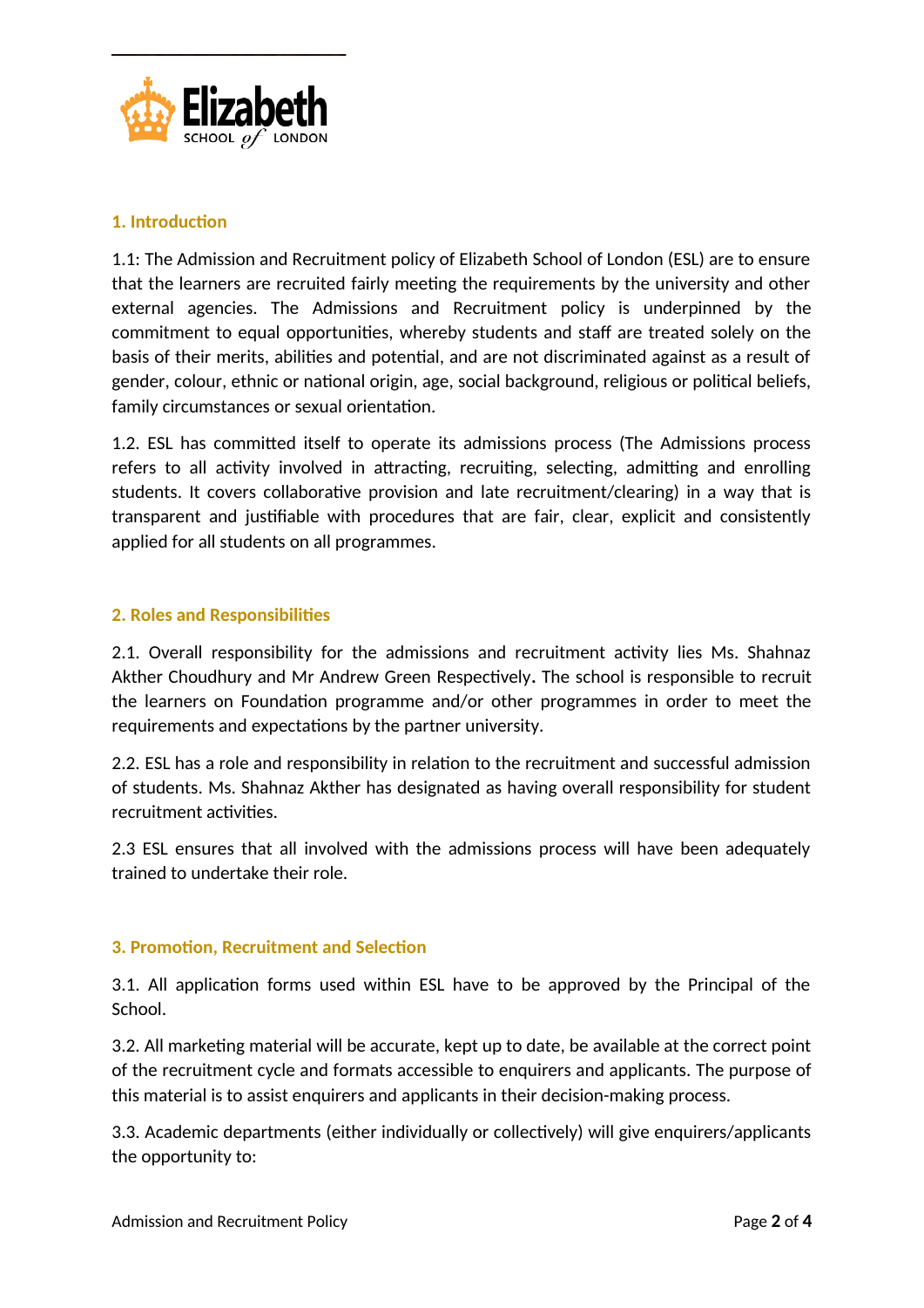## 1. Introduction

1.1: The Admission and Recruitment policy of Elizabeth School of London (ESL) are to ensure that the learners are recruited fairly meeting the requirements by the university and other external agencies. The Admissions and Recruitment policy is underpinned by the commitment to equal opportunities, whereby students and staff are treated solely on the basis of their merits, abilities and potential, and are not discriminated against as a result of gender, colour, ethnic or national origin, age, social background, religious or political beliefs, family circumstances or sexual orientation.

1.2. ESL has committed itself to operate its admissions process (The Admissions process refers to all activity involved in attracting, recruiting, selecting, admitting and enrolling students. It covers collaborative provision and late recruitment/clearing) in a way that is transparent and justifiable with procedures that are fair, clear, explicit and consistently applied for all students on all programmes.

## 2. Roles and Responsibilities

2.1. Overall responsibility for the admissions and recruitment activity lies Ms. Shahnaz Akther Choudhury and Mr Andrew Green Respectively**.** The school is responsible to recruit the learners on Foundation programme and/or other programmes in order to meet the requirements and expectations by the partner university.

2.2. ESL has a role and responsibility in relation to the recruitment and successful admission of students. Ms. Shahnaz Akther has designated as having overall responsibility for student recruitment activities.

2.3 ESL ensures that all involved with the admissions process will have been adequately trained to undertake their role.

## 3. Promotion, Recruitment and Selection

3.1. All application forms used within ESL have to be approved by the Principal of the School.

3.2. All marketing material will be accurate, kept up to date, be available at the correct point of the recruitment cycle and formats accessible to enquirers and applicants. The purpose of this material is to assist enquirers and applicants in their decision-making process.

3.3. Academic departments (either individually or collectively) will give enquirers/applicants the opportunity to: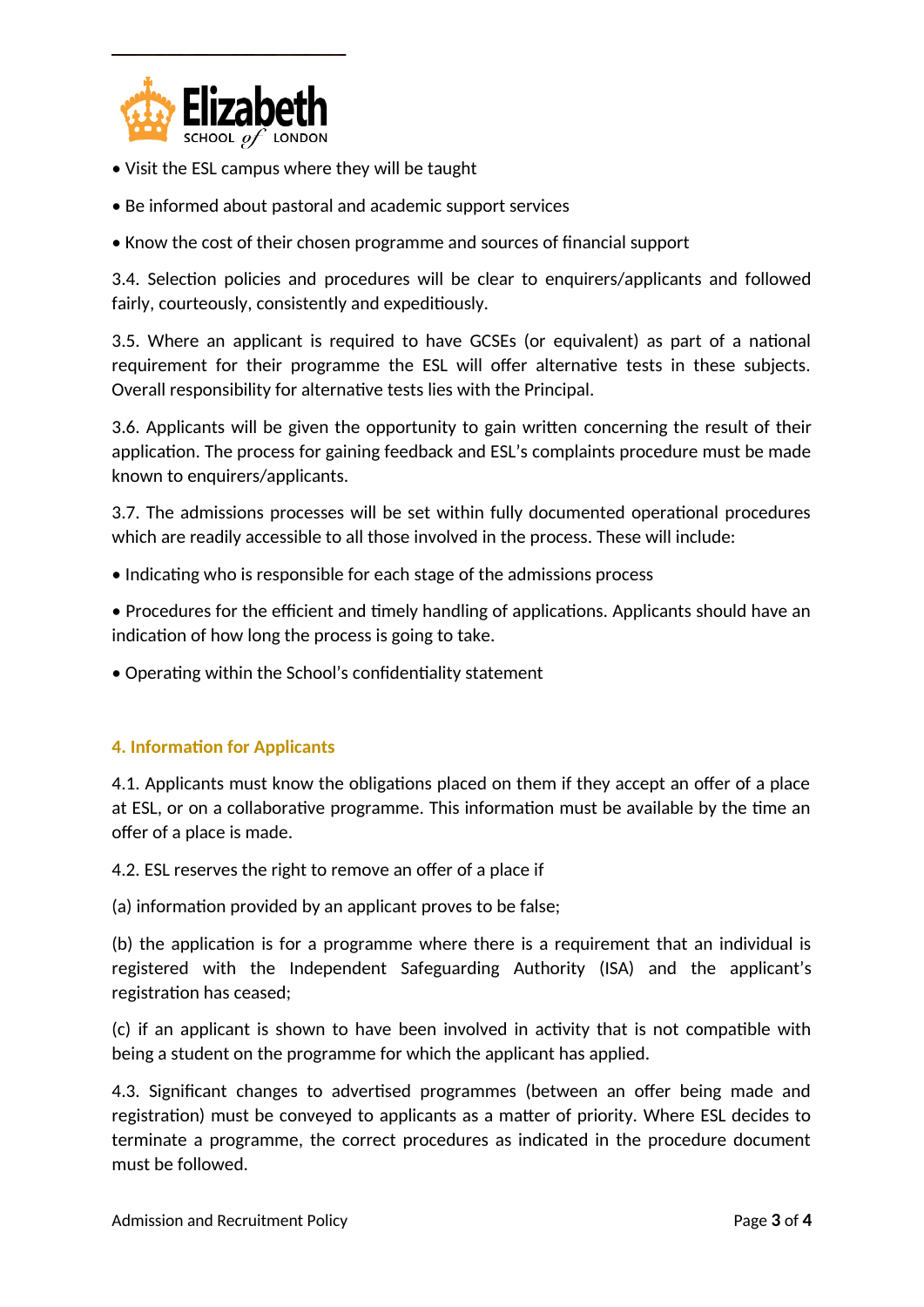- Visit the ESL campus where they will be taught
- Be informed about pastoral and academic support services
- Know the cost of their chosen programme and sources of financial support

3.4. Selection policies and procedures will be clear to enquirers/applicants and followed fairly, courteously, consistently and expeditiously.

3.5. Where an applicant is required to have GCSEs (or equivalent) as part of a national requirement for their programme the ESL will offer alternative tests in these subjects. Overall responsibility for alternative tests lies with the Principal.

3.6. Applicants will be given the opportunity to gain written concerning the result of their application. The process for gaining feedback and ESL's complaints procedure must be made known to enquirers/applicants.

3.7. The admissions processes will be set within fully documented operational procedures which are readily accessible to all those involved in the process. These will include:

- Indicating who is responsible for each stage of the admissions process
- Procedures for the efficient and timely handling of applications. Applicants should have an indication of how long the process is going to take.
- Operating within the School's confidentiality statement

## 4. Information for Applicants

4.1. Applicants must know the obligations placed on them if they accept an offer of a place at ESL, or on a collaborative programme. This information must be available by the time an offer of a place is made.

4.2. ESL reserves the right to remove an offer of a place if

(a) information provided by an applicant proves to be false;

(b) the application is for a programme where there is a requirement that an individual is registered with the Independent Safeguarding Authority (ISA) and the applicant's registration has ceased;

(c) if an applicant is shown to have been involved in activity that is not compatible with being a student on the programme for which the applicant has applied.

4.3. Significant changes to advertised programmes (between an offer being made and registration) must be conveyed to applicants as a matter of priority. Where ESL decides to terminate a programme, the correct procedures as indicated in the procedure document must be followed.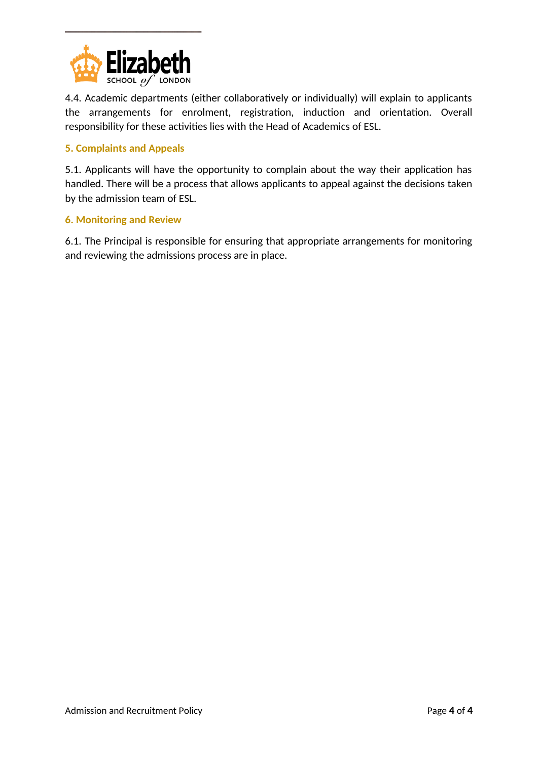4.4. Academic departments (either collaboratively or individually) will explain to applicants the arrangements for enrolment, registration, induction and orientation. Overall responsibility for these activities lies with the Head of Academics of ESL.

## 5. Complaints and Appeals

5.1. Applicants will have the opportunity to complain about the way their application has handled. There will be a process that allows applicants to appeal against the decisions taken by the admission team of ESL.

## 6. Monitoring and Review

6.1. The Principal is responsible for ensuring that appropriate arrangements for monitoring and reviewing the admissions process are in place.